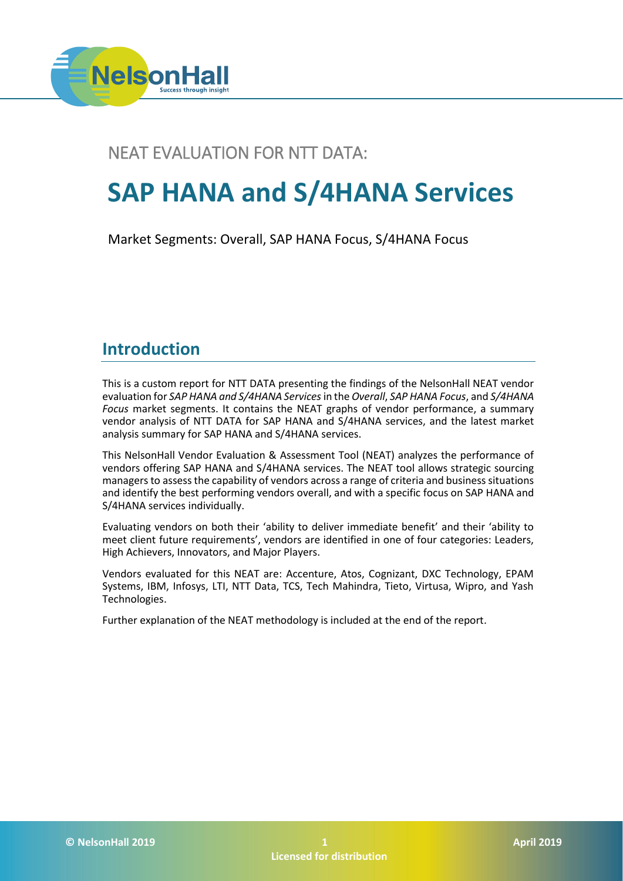# NEAT EVALUATION FOR NTT DATA:

# SAP HANA and S/4HANA Services

Market Segments: Overall, SAP HANA Focus, S/4HANA Focus

## Introduction

This is a custom report for NTT DATA presenting the findings of the NelsonHall NEAT vendor evaluation for *SAP HANA and S/4HANA Services* in the *Overall*, *SAP HANA Focus*, and *S/4HANA Focus* market segments. It contains the NEAT graphs of vendor performance, a summary vendor analysis of NTT DATA for SAP HANA and S/4HANA services, and the latest market analysis summary for SAP HANA and S/4HANA services.

This NelsonHall Vendor Evaluation & Assessment Tool (NEAT) analyzes the performance of vendors offering SAP HANA and S/4HANA services. The NEAT tool allows strategic sourcing managers to assess the capability of vendors across a range of criteria and business situations and identify the best performing vendors overall, and with a specific focus on SAP HANA and S/4HANA services individually.

Evaluating vendors on both their 'ability to deliver immediate benefit' and their 'ability to meet client future requirements', vendors are identified in one of four categories: Leaders, High Achievers, Innovators, and Major Players.

Vendors evaluated for this NEAT are: Accenture, Atos, Cognizant, DXC Technology, EPAM Systems, IBM, Infosys, LTI, NTT Data, TCS, Tech Mahindra, Tieto, Virtusa, Wipro, and Yash Technologies.

Further explanation of the NEAT methodology is included at the end of the report.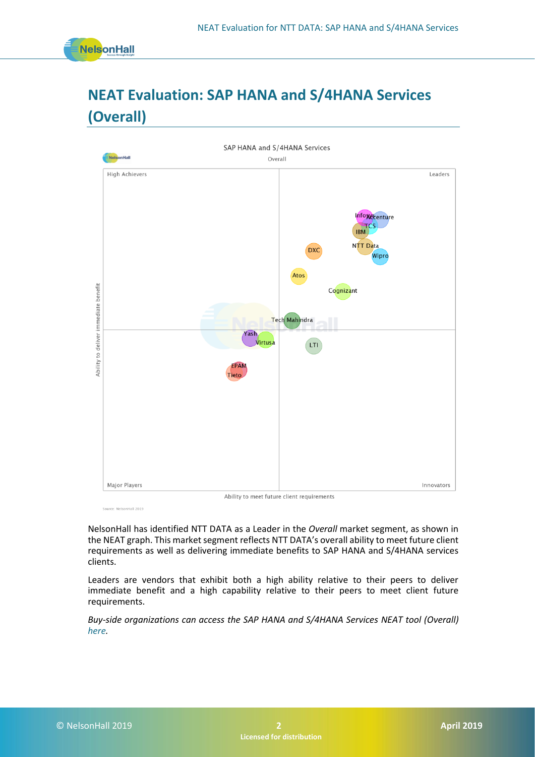# NEAT Evaluation: SAP HANA and S/4HANA Services (Overall)

NelsonHall has identified NTT DATA as a Leader in the *Overall* market segment, as shown in the NEAT graph. This market segment reflects NTT DATA's overall ability to meet future client requirements as well as delivering immediate benefits to SAP HANA and S/4HANA services clients.

Leaders are vendors that exhibit both a high ability relative to their peers to deliver immediate benefit and a high capability relative to their peers to meet client future requirements.

*Buy-side organizations can access the SAP HANA and S/4HANA Services NEAT tool (Overall) here.*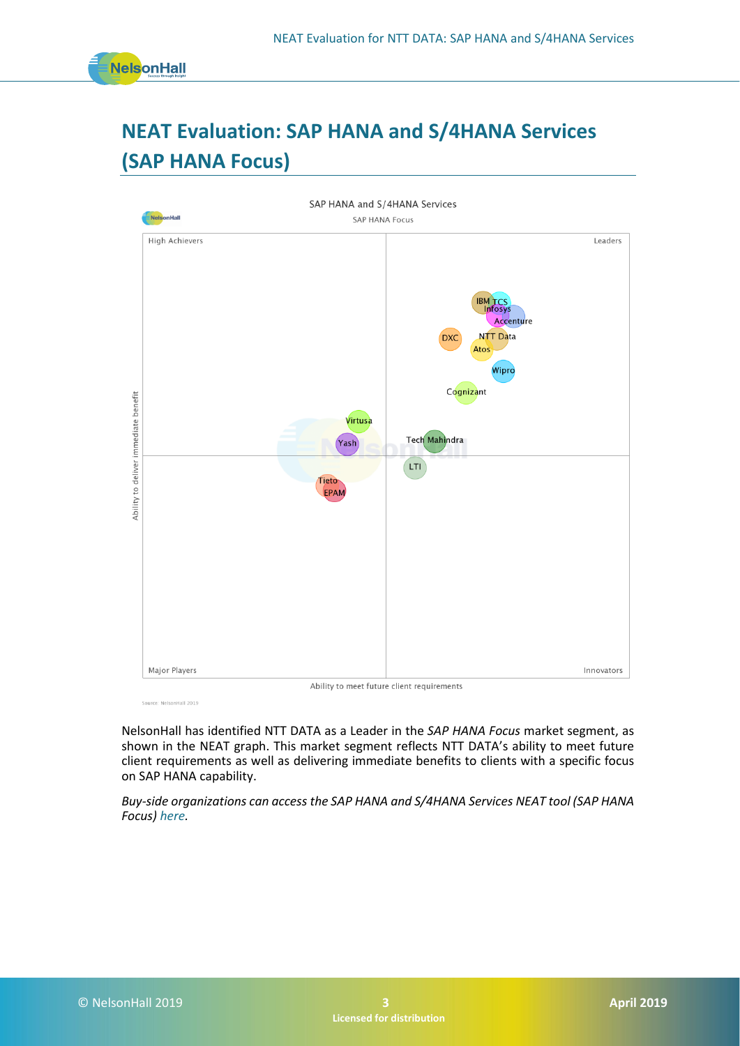# NEAT Evaluation: SAP HANA and S/4HANA Services (SAP HANA Focus)

SAP HANA and S/4HANA Services

SAP HANA Focus

| High Achievers | Leaders |
|---|---|
| Virtusa, Yash | IBM, TCS, Infosys, Accenture, DXC, NTT Data, Atos, Wipro, Cognizant, Tech Mahindra |
| **Major Players** | **Innovators** |
| Tieto, EPAM | LTI |

Ability to deliver immediate benefit (vertical axis)

Ability to meet future client requirements (horizontal axis)

Source: NelsonHall 2019

NelsonHall has identified NTT DATA as a Leader in the *SAP HANA Focus* market segment, as shown in the NEAT graph. This market segment reflects NTT DATA's ability to meet future client requirements as well as delivering immediate benefits to clients with a specific focus on SAP HANA capability.

*Buy-side organizations can access the SAP HANA and S/4HANA Services NEAT tool (SAP HANA Focus) here.*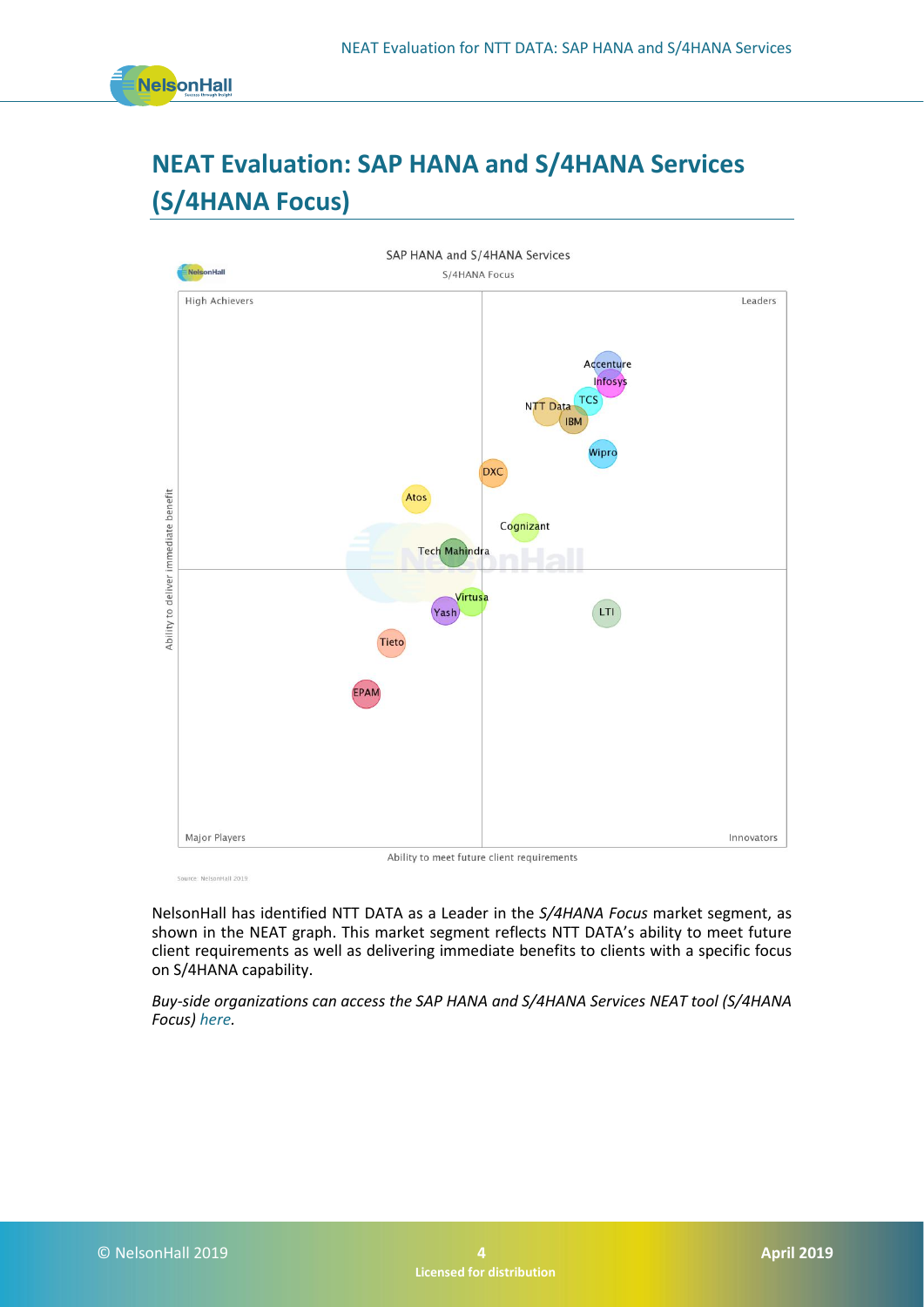# NEAT Evaluation: SAP HANA and S/4HANA Services (S/4HANA Focus)

SAP HANA and S/4HANA Services

S/4HANA Focus

High Achievers | Leaders | Major Players | Innovators

Ability to deliver immediate benefit

Ability to meet future client requirements

Accenture, Infosys, TCS, NTT Data, IBM, Wipro, DXC, Atos, Cognizant, Tech Mahindra, Virtusa, Yash, LTI, Tieto, EPAM

Source: NelsonHall 2019

NelsonHall has identified NTT DATA as a Leader in the *S/4HANA Focus* market segment, as shown in the NEAT graph. This market segment reflects NTT DATA's ability to meet future client requirements as well as delivering immediate benefits to clients with a specific focus on S/4HANA capability.

*Buy-side organizations can access the SAP HANA and S/4HANA Services NEAT tool (S/4HANA Focus) here.*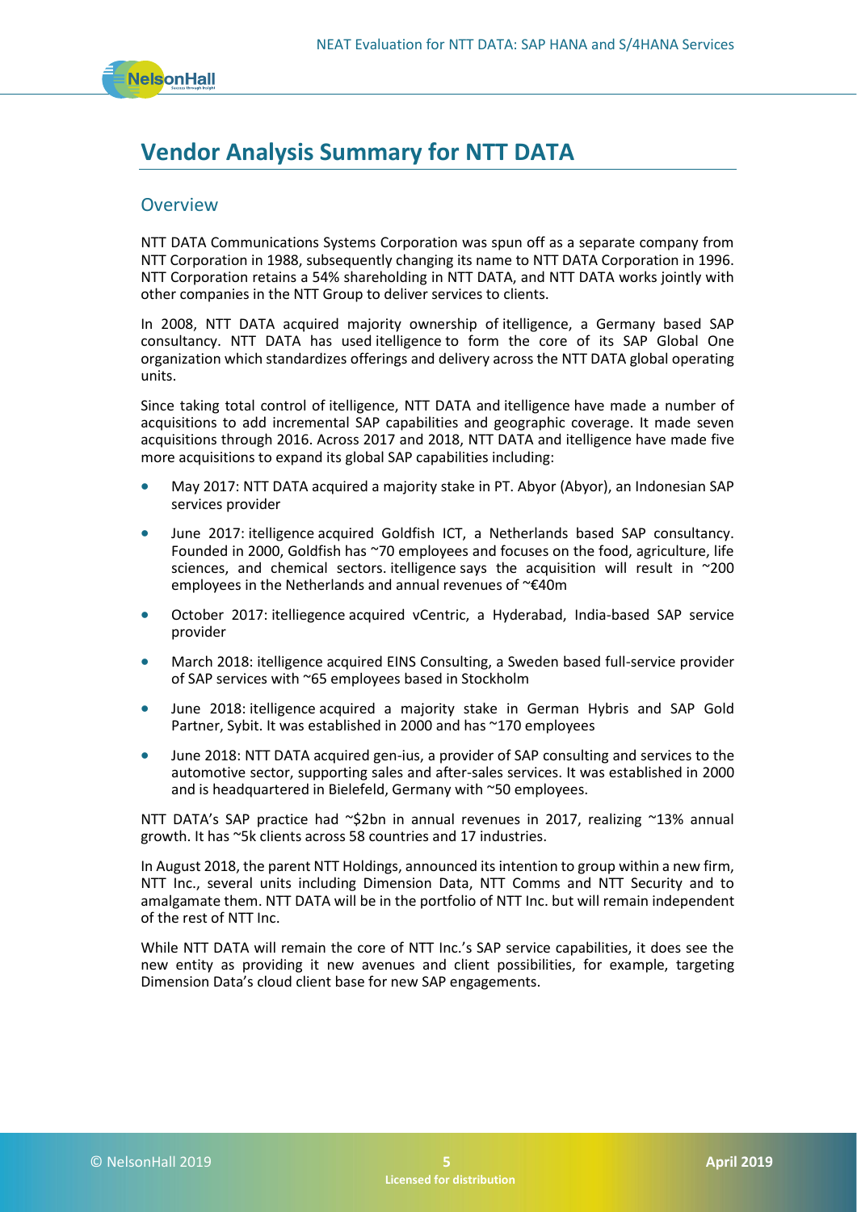# Vendor Analysis Summary for NTT DATA

## Overview

NTT DATA Communications Systems Corporation was spun off as a separate company from NTT Corporation in 1988, subsequently changing its name to NTT DATA Corporation in 1996. NTT Corporation retains a 54% shareholding in NTT DATA, and NTT DATA works jointly with other companies in the NTT Group to deliver services to clients.

In 2008, NTT DATA acquired majority ownership of itelligence, a Germany based SAP consultancy. NTT DATA has used itelligence to form the core of its SAP Global One organization which standardizes offerings and delivery across the NTT DATA global operating units.

Since taking total control of itelligence, NTT DATA and itelligence have made a number of acquisitions to add incremental SAP capabilities and geographic coverage. It made seven acquisitions through 2016. Across 2017 and 2018, NTT DATA and itelligence have made five more acquisitions to expand its global SAP capabilities including:

- May 2017: NTT DATA acquired a majority stake in PT. Abyor (Abyor), an Indonesian SAP services provider
- June 2017: itelligence acquired Goldfish ICT, a Netherlands based SAP consultancy. Founded in 2000, Goldfish has ~70 employees and focuses on the food, agriculture, life sciences, and chemical sectors. itelligence says the acquisition will result in ~200 employees in the Netherlands and annual revenues of ~€40m
- October 2017: itelliegence acquired vCentric, a Hyderabad, India-based SAP service provider
- March 2018: itelligence acquired EINS Consulting, a Sweden based full-service provider of SAP services with ~65 employees based in Stockholm
- June 2018: itelligence acquired a majority stake in German Hybris and SAP Gold Partner, Sybit. It was established in 2000 and has ~170 employees
- June 2018: NTT DATA acquired gen-ius, a provider of SAP consulting and services to the automotive sector, supporting sales and after-sales services. It was established in 2000 and is headquartered in Bielefeld, Germany with ~50 employees.

NTT DATA's SAP practice had ~$2bn in annual revenues in 2017, realizing ~13% annual growth. It has ~5k clients across 58 countries and 17 industries.

In August 2018, the parent NTT Holdings, announced its intention to group within a new firm, NTT Inc., several units including Dimension Data, NTT Comms and NTT Security and to amalgamate them. NTT DATA will be in the portfolio of NTT Inc. but will remain independent of the rest of NTT Inc.

While NTT DATA will remain the core of NTT Inc.'s SAP service capabilities, it does see the new entity as providing it new avenues and client possibilities, for example, targeting Dimension Data's cloud client base for new SAP engagements.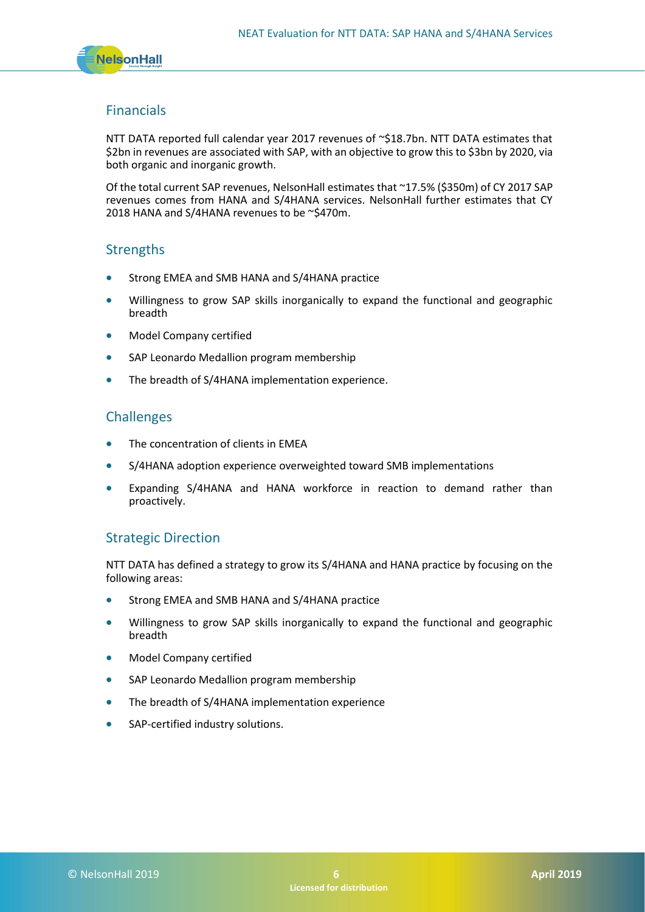## Financials

NTT DATA reported full calendar year 2017 revenues of ~$18.7bn. NTT DATA estimates that $2bn in revenues are associated with SAP, with an objective to grow this to $3bn by 2020, via both organic and inorganic growth.

Of the total current SAP revenues, NelsonHall estimates that ~17.5% ($350m) of CY 2017 SAP revenues comes from HANA and S/4HANA services. NelsonHall further estimates that CY 2018 HANA and S/4HANA revenues to be ~$470m.

## Strengths

- Strong EMEA and SMB HANA and S/4HANA practice
- Willingness to grow SAP skills inorganically to expand the functional and geographic breadth
- Model Company certified
- SAP Leonardo Medallion program membership
- The breadth of S/4HANA implementation experience.

## Challenges

- The concentration of clients in EMEA
- S/4HANA adoption experience overweighted toward SMB implementations
- Expanding S/4HANA and HANA workforce in reaction to demand rather than proactively.

## Strategic Direction

NTT DATA has defined a strategy to grow its S/4HANA and HANA practice by focusing on the following areas:

- Strong EMEA and SMB HANA and S/4HANA practice
- Willingness to grow SAP skills inorganically to expand the functional and geographic breadth
- Model Company certified
- SAP Leonardo Medallion program membership
- The breadth of S/4HANA implementation experience
- SAP-certified industry solutions.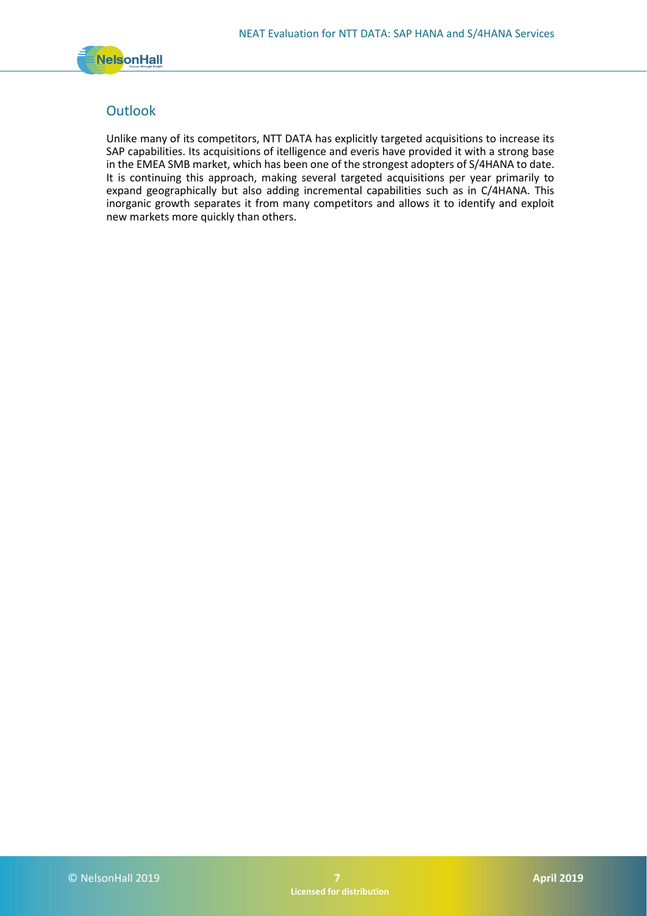## Outlook

Unlike many of its competitors, NTT DATA has explicitly targeted acquisitions to increase its SAP capabilities. Its acquisitions of itelligence and everis have provided it with a strong base in the EMEA SMB market, which has been one of the strongest adopters of S/4HANA to date. It is continuing this approach, making several targeted acquisitions per year primarily to expand geographically but also adding incremental capabilities such as in C/4HANA. This inorganic growth separates it from many competitors and allows it to identify and exploit new markets more quickly than others.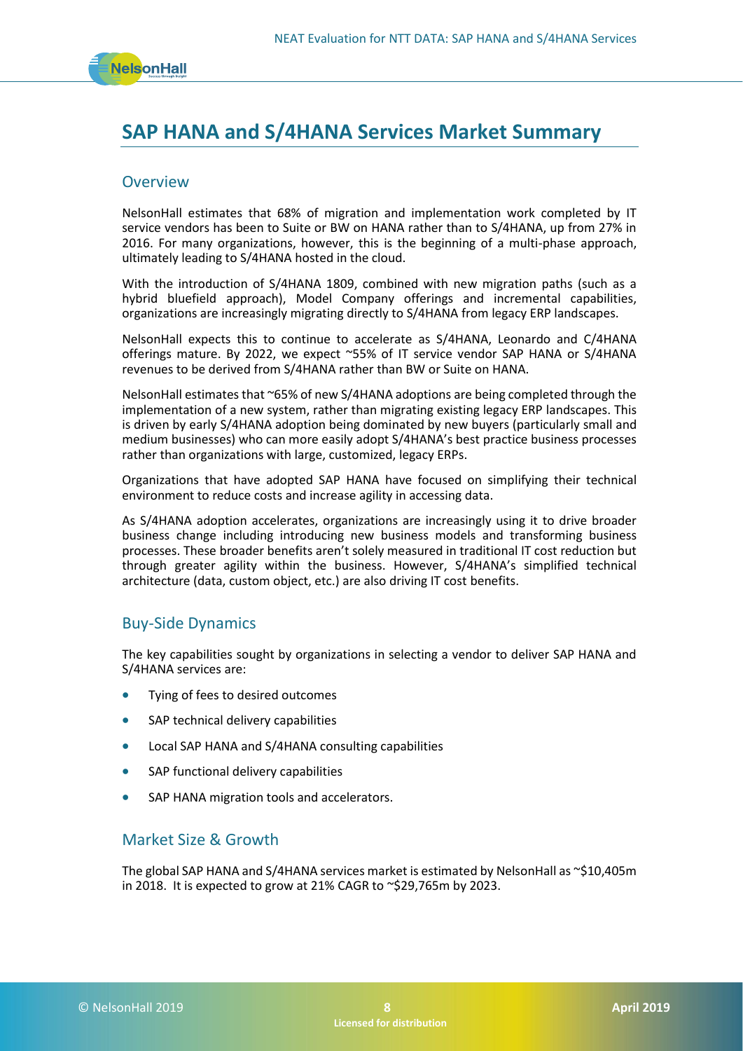# SAP HANA and S/4HANA Services Market Summary

## Overview

NelsonHall estimates that 68% of migration and implementation work completed by IT service vendors has been to Suite or BW on HANA rather than to S/4HANA, up from 27% in 2016. For many organizations, however, this is the beginning of a multi-phase approach, ultimately leading to S/4HANA hosted in the cloud.

With the introduction of S/4HANA 1809, combined with new migration paths (such as a hybrid bluefield approach), Model Company offerings and incremental capabilities, organizations are increasingly migrating directly to S/4HANA from legacy ERP landscapes.

NelsonHall expects this to continue to accelerate as S/4HANA, Leonardo and C/4HANA offerings mature. By 2022, we expect ~55% of IT service vendor SAP HANA or S/4HANA revenues to be derived from S/4HANA rather than BW or Suite on HANA.

NelsonHall estimates that ~65% of new S/4HANA adoptions are being completed through the implementation of a new system, rather than migrating existing legacy ERP landscapes. This is driven by early S/4HANA adoption being dominated by new buyers (particularly small and medium businesses) who can more easily adopt S/4HANA's best practice business processes rather than organizations with large, customized, legacy ERPs.

Organizations that have adopted SAP HANA have focused on simplifying their technical environment to reduce costs and increase agility in accessing data.

As S/4HANA adoption accelerates, organizations are increasingly using it to drive broader business change including introducing new business models and transforming business processes. These broader benefits aren't solely measured in traditional IT cost reduction but through greater agility within the business. However, S/4HANA's simplified technical architecture (data, custom object, etc.) are also driving IT cost benefits.

## Buy-Side Dynamics

The key capabilities sought by organizations in selecting a vendor to deliver SAP HANA and S/4HANA services are:

- Tying of fees to desired outcomes
- SAP technical delivery capabilities
- Local SAP HANA and S/4HANA consulting capabilities
- SAP functional delivery capabilities
- SAP HANA migration tools and accelerators.

## Market Size & Growth

The global SAP HANA and S/4HANA services market is estimated by NelsonHall as ~$10,405m in 2018. It is expected to grow at 21% CAGR to ~$29,765m by 2023.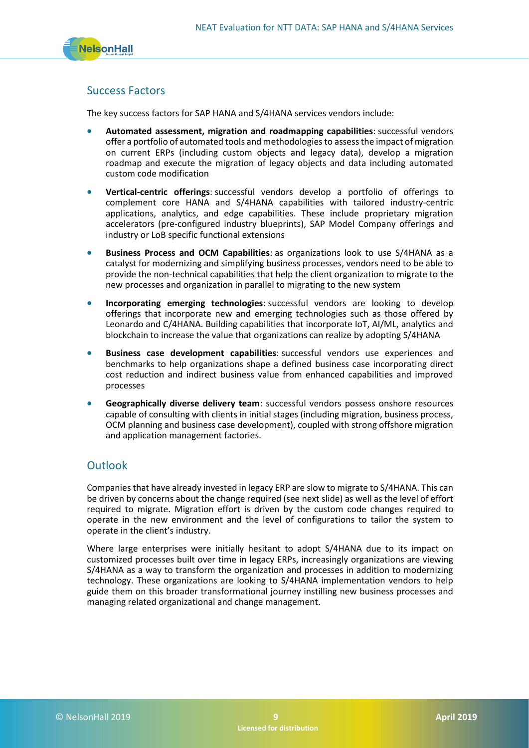## Success Factors

The key success factors for SAP HANA and S/4HANA services vendors include:

- **Automated assessment, migration and roadmapping capabilities**: successful vendors offer a portfolio of automated tools and methodologies to assess the impact of migration on current ERPs (including custom objects and legacy data), develop a migration roadmap and execute the migration of legacy objects and data including automated custom code modification
- **Vertical-centric offerings**: successful vendors develop a portfolio of offerings to complement core HANA and S/4HANA capabilities with tailored industry-centric applications, analytics, and edge capabilities. These include proprietary migration accelerators (pre-configured industry blueprints), SAP Model Company offerings and industry or LoB specific functional extensions
- **Business Process and OCM Capabilities**: as organizations look to use S/4HANA as a catalyst for modernizing and simplifying business processes, vendors need to be able to provide the non-technical capabilities that help the client organization to migrate to the new processes and organization in parallel to migrating to the new system
- **Incorporating emerging technologies**: successful vendors are looking to develop offerings that incorporate new and emerging technologies such as those offered by Leonardo and C/4HANA. Building capabilities that incorporate IoT, AI/ML, analytics and blockchain to increase the value that organizations can realize by adopting S/4HANA
- **Business case development capabilities**: successful vendors use experiences and benchmarks to help organizations shape a defined business case incorporating direct cost reduction and indirect business value from enhanced capabilities and improved processes
- **Geographically diverse delivery team**: successful vendors possess onshore resources capable of consulting with clients in initial stages (including migration, business process, OCM planning and business case development), coupled with strong offshore migration and application management factories.

## Outlook

Companies that have already invested in legacy ERP are slow to migrate to S/4HANA. This can be driven by concerns about the change required (see next slide) as well as the level of effort required to migrate. Migration effort is driven by the custom code changes required to operate in the new environment and the level of configurations to tailor the system to operate in the client's industry.

Where large enterprises were initially hesitant to adopt S/4HANA due to its impact on customized processes built over time in legacy ERPs, increasingly organizations are viewing S/4HANA as a way to transform the organization and processes in addition to modernizing technology. These organizations are looking to S/4HANA implementation vendors to help guide them on this broader transformational journey instilling new business processes and managing related organizational and change management.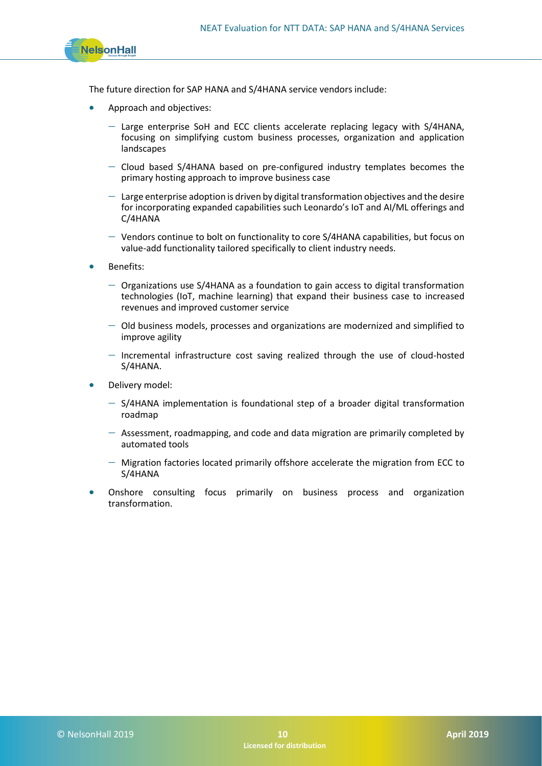The future direction for SAP HANA and S/4HANA service vendors include:

- Approach and objectives:
  - Large enterprise SoH and ECC clients accelerate replacing legacy with S/4HANA, focusing on simplifying custom business processes, organization and application landscapes
  - Cloud based S/4HANA based on pre-configured industry templates becomes the primary hosting approach to improve business case
  - Large enterprise adoption is driven by digital transformation objectives and the desire for incorporating expanded capabilities such Leonardo's IoT and AI/ML offerings and C/4HANA
  - Vendors continue to bolt on functionality to core S/4HANA capabilities, but focus on value-add functionality tailored specifically to client industry needs.
- Benefits:
  - Organizations use S/4HANA as a foundation to gain access to digital transformation technologies (IoT, machine learning) that expand their business case to increased revenues and improved customer service
  - Old business models, processes and organizations are modernized and simplified to improve agility
  - Incremental infrastructure cost saving realized through the use of cloud-hosted S/4HANA.
- Delivery model:
  - S/4HANA implementation is foundational step of a broader digital transformation roadmap
  - Assessment, roadmapping, and code and data migration are primarily completed by automated tools
  - Migration factories located primarily offshore accelerate the migration from ECC to S/4HANA
- Onshore consulting focus primarily on business process and organization transformation.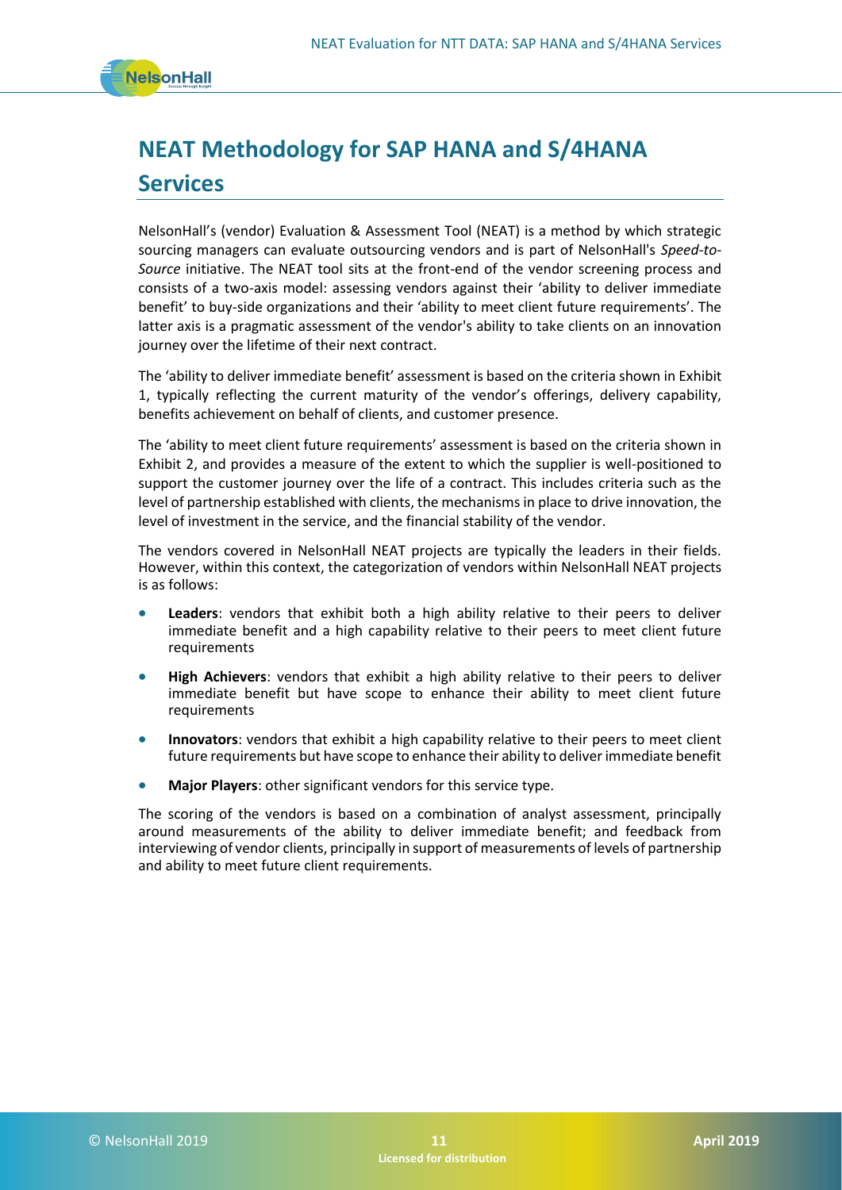# NEAT Methodology for SAP HANA and S/4HANA Services

NelsonHall's (vendor) Evaluation & Assessment Tool (NEAT) is a method by which strategic sourcing managers can evaluate outsourcing vendors and is part of NelsonHall's *Speed-to-Source* initiative. The NEAT tool sits at the front-end of the vendor screening process and consists of a two-axis model: assessing vendors against their 'ability to deliver immediate benefit' to buy-side organizations and their 'ability to meet client future requirements'. The latter axis is a pragmatic assessment of the vendor's ability to take clients on an innovation journey over the lifetime of their next contract.

The 'ability to deliver immediate benefit' assessment is based on the criteria shown in Exhibit 1, typically reflecting the current maturity of the vendor's offerings, delivery capability, benefits achievement on behalf of clients, and customer presence.

The 'ability to meet client future requirements' assessment is based on the criteria shown in Exhibit 2, and provides a measure of the extent to which the supplier is well-positioned to support the customer journey over the life of a contract. This includes criteria such as the level of partnership established with clients, the mechanisms in place to drive innovation, the level of investment in the service, and the financial stability of the vendor.

The vendors covered in NelsonHall NEAT projects are typically the leaders in their fields. However, within this context, the categorization of vendors within NelsonHall NEAT projects is as follows:

- **Leaders**: vendors that exhibit both a high ability relative to their peers to deliver immediate benefit and a high capability relative to their peers to meet client future requirements
- **High Achievers**: vendors that exhibit a high ability relative to their peers to deliver immediate benefit but have scope to enhance their ability to meet client future requirements
- **Innovators**: vendors that exhibit a high capability relative to their peers to meet client future requirements but have scope to enhance their ability to deliver immediate benefit
- **Major Players**: other significant vendors for this service type.

The scoring of the vendors is based on a combination of analyst assessment, principally around measurements of the ability to deliver immediate benefit; and feedback from interviewing of vendor clients, principally in support of measurements of levels of partnership and ability to meet future client requirements.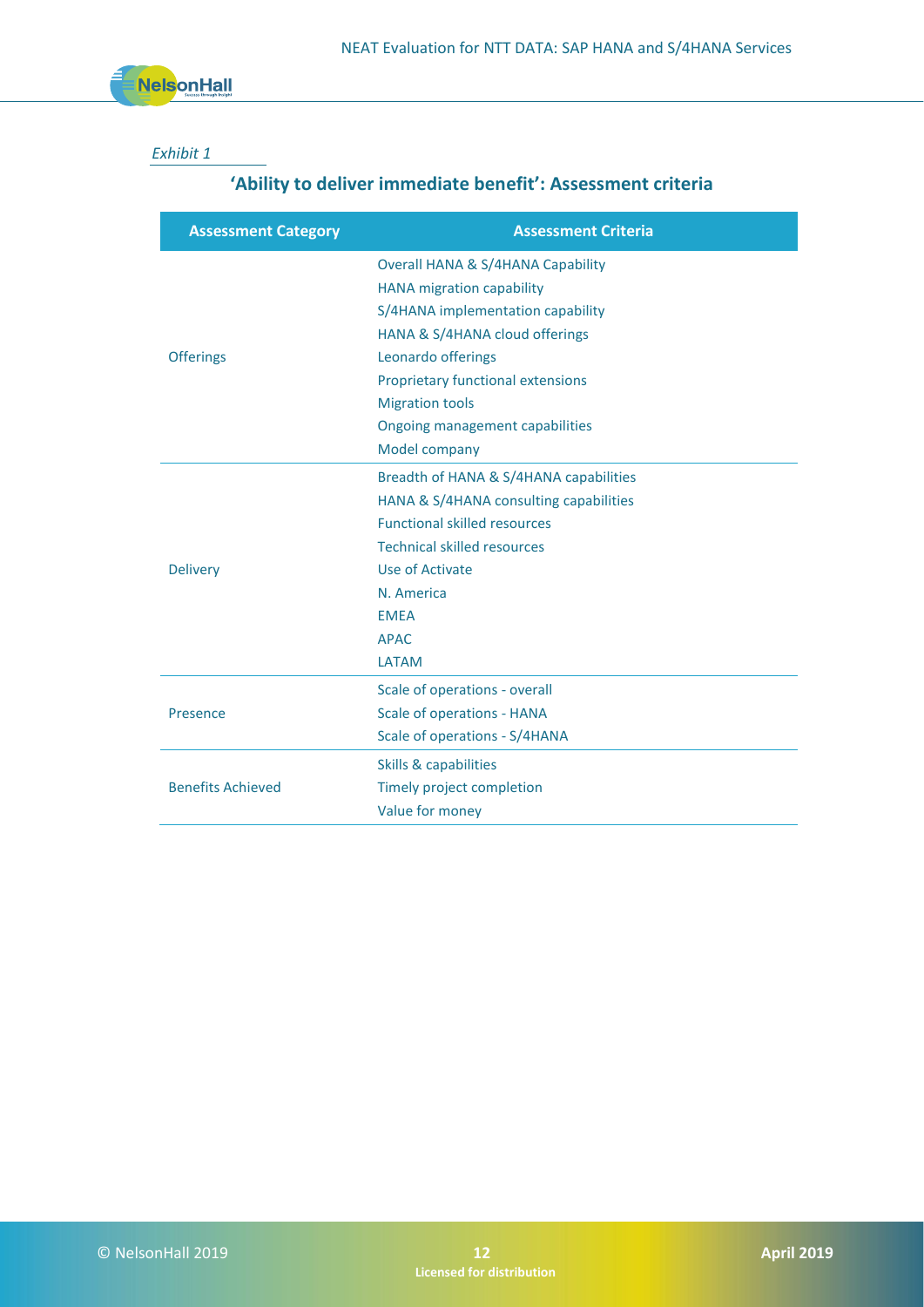*Exhibit 1*

## 'Ability to deliver immediate benefit': Assessment criteria

| Assessment Category | Assessment Criteria |
|---|---|
| Offerings | Overall HANA & S/4HANA Capability<br>HANA migration capability<br>S/4HANA implementation capability<br>HANA & S/4HANA cloud offerings<br>Leonardo offerings<br>Proprietary functional extensions<br>Migration tools<br>Ongoing management capabilities<br>Model company |
| Delivery | Breadth of HANA & S/4HANA capabilities<br>HANA & S/4HANA consulting capabilities<br>Functional skilled resources<br>Technical skilled resources<br>Use of Activate<br>N. America<br>EMEA<br>APAC<br>LATAM |
| Presence | Scale of operations - overall<br>Scale of operations - HANA<br>Scale of operations - S/4HANA |
| Benefits Achieved | Skills & capabilities<br>Timely project completion<br>Value for money |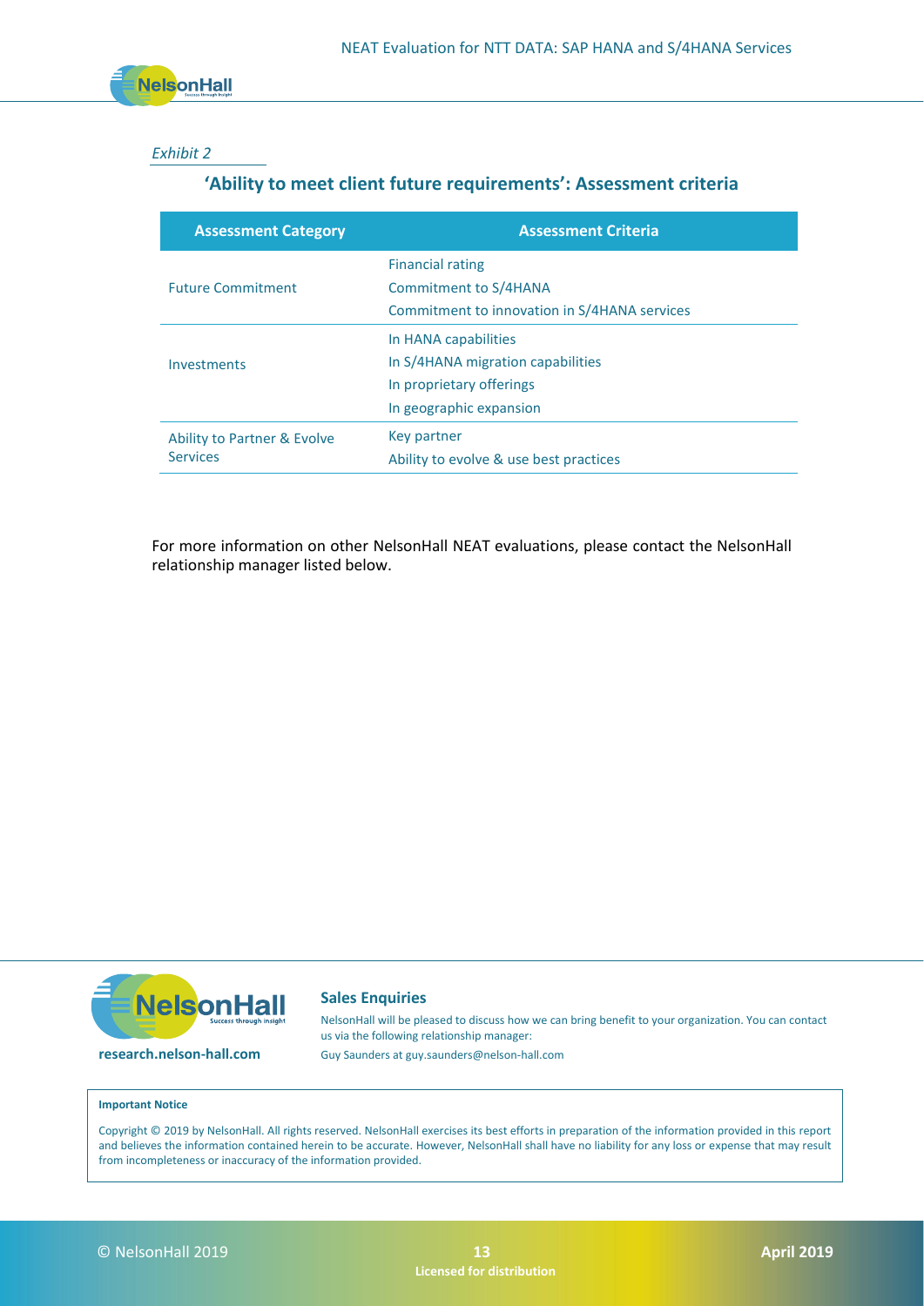*Exhibit 2*

## 'Ability to meet client future requirements': Assessment criteria

| Assessment Category | Assessment Criteria |
|---|---|
| Future Commitment | Financial rating<br>Commitment to S/4HANA<br>Commitment to innovation in S/4HANA services |
| Investments | In HANA capabilities<br>In S/4HANA migration capabilities<br>In proprietary offerings<br>In geographic expansion |
| Ability to Partner & Evolve Services | Key partner<br>Ability to evolve & use best practices |

For more information on other NelsonHall NEAT evaluations, please contact the NelsonHall relationship manager listed below.

**research.nelson-hall.com**

**Sales Enquiries**

NelsonHall will be pleased to discuss how we can bring benefit to your organization. You can contact us via the following relationship manager:

Guy Saunders at guy.saunders@nelson-hall.com

**Important Notice**

Copyright © 2019 by NelsonHall. All rights reserved. NelsonHall exercises its best efforts in preparation of the information provided in this report and believes the information contained herein to be accurate. However, NelsonHall shall have no liability for any loss or expense that may result from incompleteness or inaccuracy of the information provided.

Licensed for distribution